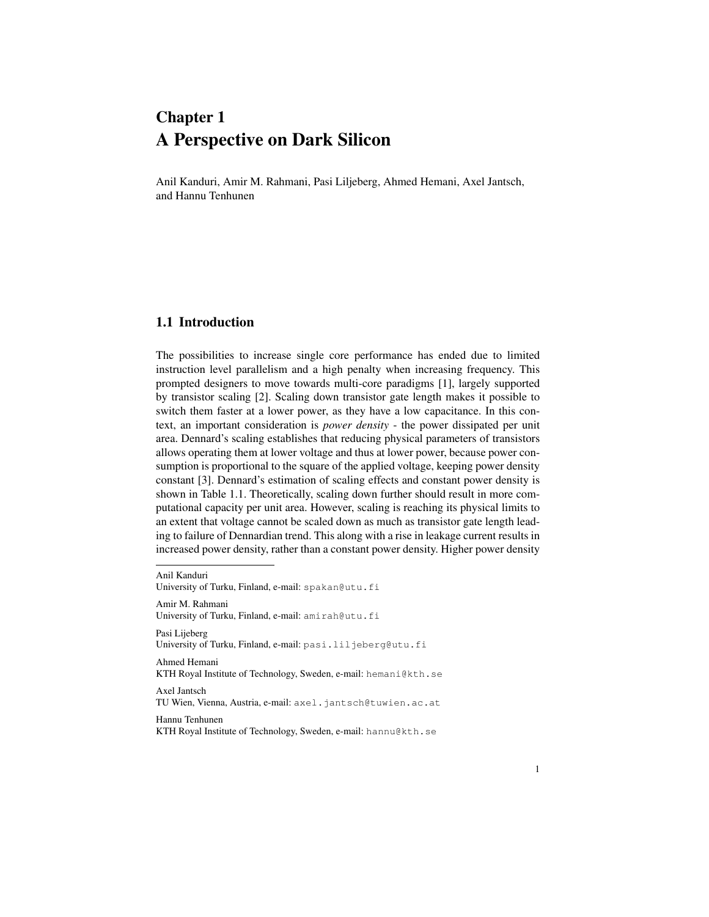# Chapter 1
# A Perspective on Dark Silicon

Anil Kanduri, Amir M. Rahmani, Pasi Liljeberg, Ahmed Hemani, Axel Jantsch, and Hannu Tenhunen

## 1.1 Introduction

The possibilities to increase single core performance has ended due to limited instruction level parallelism and a high penalty when increasing frequency. This prompted designers to move towards multi-core paradigms [1], largely supported by transistor scaling [2]. Scaling down transistor gate length makes it possible to switch them faster at a lower power, as they have a low capacitance. In this context, an important consideration is *power density* - the power dissipated per unit area. Dennard's scaling establishes that reducing physical parameters of transistors allows operating them at lower voltage and thus at lower power, because power consumption is proportional to the square of the applied voltage, keeping power density constant [3]. Dennard's estimation of scaling effects and constant power density is shown in Table 1.1. Theoretically, scaling down further should result in more computational capacity per unit area. However, scaling is reaching its physical limits to an extent that voltage cannot be scaled down as much as transistor gate length leading to failure of Dennardian trend. This along with a rise in leakage current results in increased power density, rather than a constant power density. Higher power density

---

Anil Kanduri
University of Turku, Finland, e-mail: spakan@utu.fi

Amir M. Rahmani
University of Turku, Finland, e-mail: amirah@utu.fi

Pasi Liljeberg
University of Turku, Finland, e-mail: pasi.liljeberg@utu.fi

Ahmed Hemani
KTH Royal Institute of Technology, Sweden, e-mail: hemani@kth.se

Axel Jantsch
TU Wien, Vienna, Austria, e-mail: axel.jantsch@tuwien.ac.at

Hannu Tenhunen
KTH Royal Institute of Technology, Sweden, e-mail: hannu@kth.se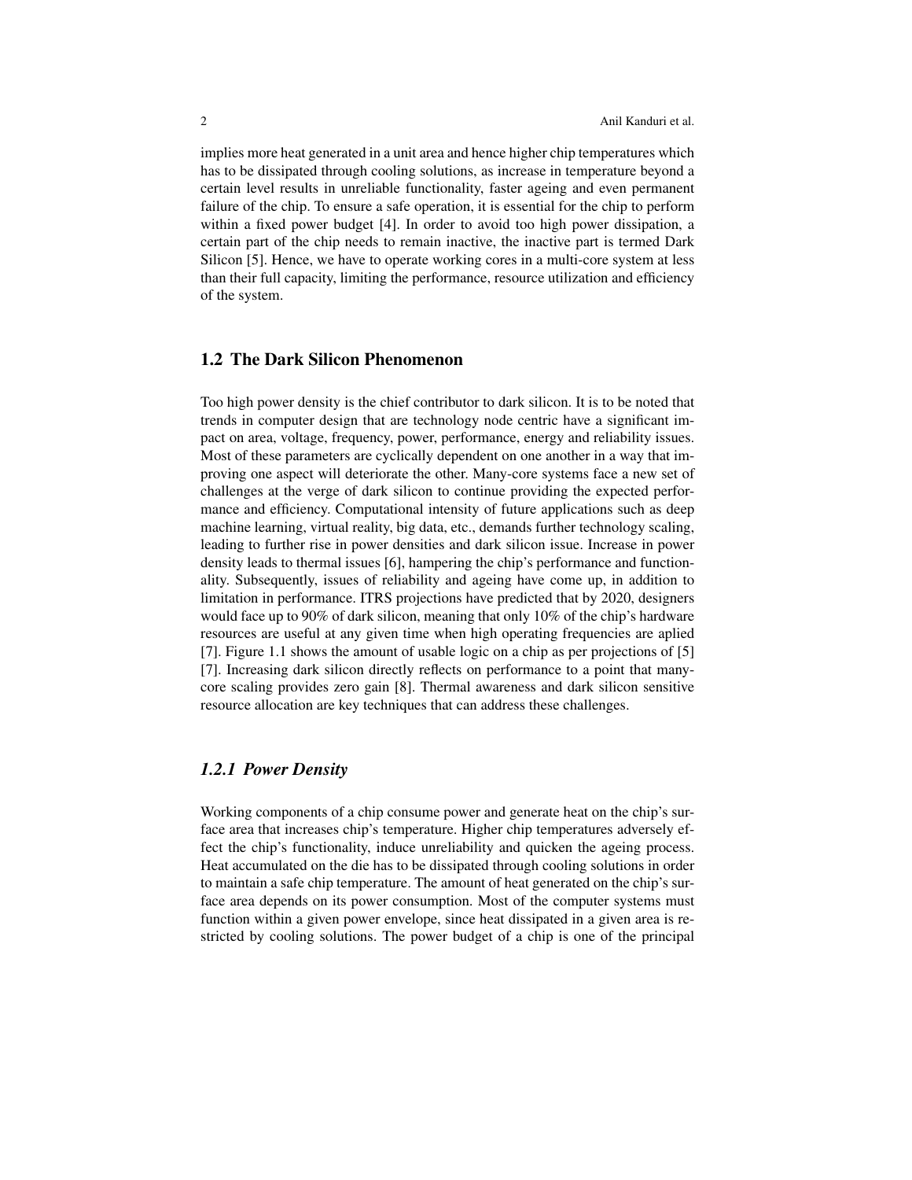implies more heat generated in a unit area and hence higher chip temperatures which has to be dissipated through cooling solutions, as increase in temperature beyond a certain level results in unreliable functionality, faster ageing and even permanent failure of the chip. To ensure a safe operation, it is essential for the chip to perform within a fixed power budget [4]. In order to avoid too high power dissipation, a certain part of the chip needs to remain inactive, the inactive part is termed Dark Silicon [5]. Hence, we have to operate working cores in a multi-core system at less than their full capacity, limiting the performance, resource utilization and efficiency of the system.

## 1.2 The Dark Silicon Phenomenon

Too high power density is the chief contributor to dark silicon. It is to be noted that trends in computer design that are technology node centric have a significant impact on area, voltage, frequency, power, performance, energy and reliability issues. Most of these parameters are cyclically dependent on one another in a way that improving one aspect will deteriorate the other. Many-core systems face a new set of challenges at the verge of dark silicon to continue providing the expected performance and efficiency. Computational intensity of future applications such as deep machine learning, virtual reality, big data, etc., demands further technology scaling, leading to further rise in power densities and dark silicon issue. Increase in power density leads to thermal issues [6], hampering the chip's performance and functionality. Subsequently, issues of reliability and ageing have come up, in addition to limitation in performance. ITRS projections have predicted that by 2020, designers would face up to 90% of dark silicon, meaning that only 10% of the chip's hardware resources are useful at any given time when high operating frequencies are aplied [7]. Figure 1.1 shows the amount of usable logic on a chip as per projections of [5] [7]. Increasing dark silicon directly reflects on performance to a point that many-core scaling provides zero gain [8]. Thermal awareness and dark silicon sensitive resource allocation are key techniques that can address these challenges.

### *1.2.1 Power Density*

Working components of a chip consume power and generate heat on the chip's surface area that increases chip's temperature. Higher chip temperatures adversely effect the chip's functionality, induce unreliability and quicken the ageing process. Heat accumulated on the die has to be dissipated through cooling solutions in order to maintain a safe chip temperature. The amount of heat generated on the chip's surface area depends on its power consumption. Most of the computer systems must function within a given power envelope, since heat dissipated in a given area is restricted by cooling solutions. The power budget of a chip is one of the principal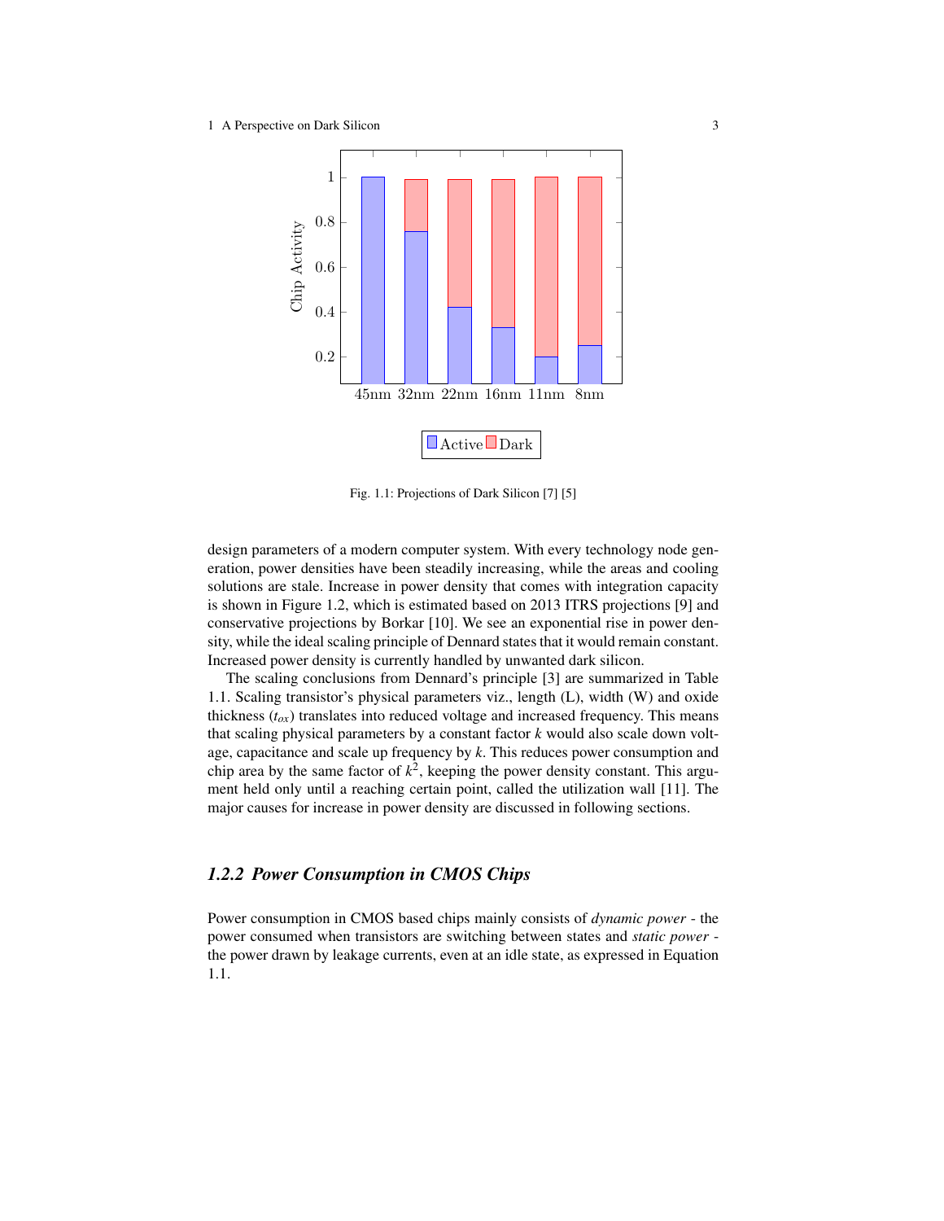Fig. 1.1: Projections of Dark Silicon [7] [5]

design parameters of a modern computer system. With every technology node generation, power densities have been steadily increasing, while the areas and cooling solutions are stale. Increase in power density that comes with integration capacity is shown in Figure 1.2, which is estimated based on 2013 ITRS projections [9] and conservative projections by Borkar [10]. We see an exponential rise in power density, while the ideal scaling principle of Dennard states that it would remain constant. Increased power density is currently handled by unwanted dark silicon.

The scaling conclusions from Dennard's principle [3] are summarized in Table 1.1. Scaling transistor's physical parameters viz., length (L), width (W) and oxide thickness ($t_{ox}$) translates into reduced voltage and increased frequency. This means that scaling physical parameters by a constant factor $k$ would also scale down voltage, capacitance and scale up frequency by $k$. This reduces power consumption and chip area by the same factor of $k^2$, keeping the power density constant. This argument held only until a reaching certain point, called the utilization wall [11]. The major causes for increase in power density are discussed in following sections.

### 1.2.2 Power Consumption in CMOS Chips

Power consumption in CMOS based chips mainly consists of *dynamic power* - the power consumed when transistors are switching between states and *static power* - the power drawn by leakage currents, even at an idle state, as expressed in Equation 1.1.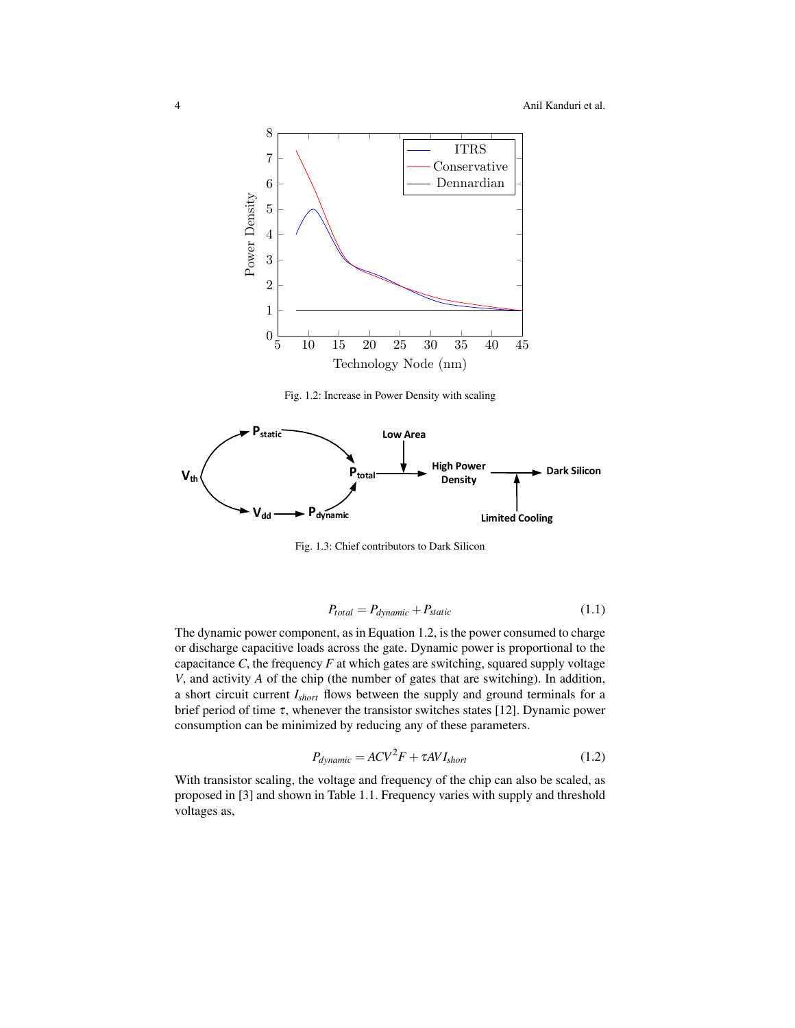Fig. 1.2: Increase in Power Density with scaling

Fig. 1.3: Chief contributors to Dark Silicon

$$P_{total} = P_{dynamic} + P_{static} \tag{1.1}$$

The dynamic power component, as in Equation 1.2, is the power consumed to charge or discharge capacitive loads across the gate. Dynamic power is proportional to the capacitance $C$, the frequency $F$ at which gates are switching, squared supply voltage $V$, and activity $A$ of the chip (the number of gates that are switching). In addition, a short circuit current $I_{short}$ flows between the supply and ground terminals for a brief period of time $\tau$, whenever the transistor switches states [12]. Dynamic power consumption can be minimized by reducing any of these parameters.

$$P_{dynamic} = ACV^2F + \tau AVI_{short} \tag{1.2}$$

With transistor scaling, the voltage and frequency of the chip can also be scaled, as proposed in [3] and shown in Table 1.1. Frequency varies with supply and threshold voltages as,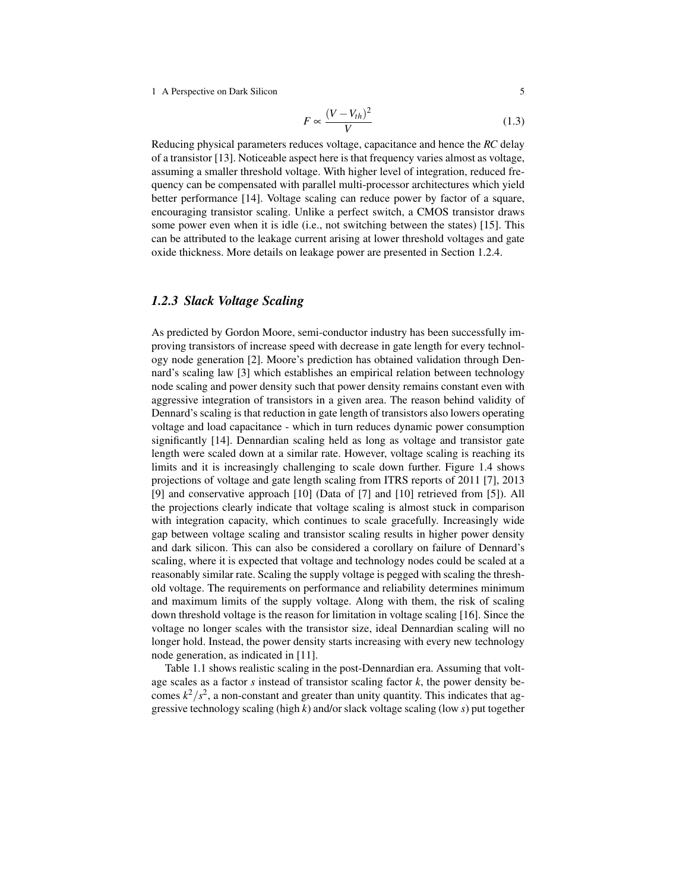$$F \propto \frac{(V - V_{th})^2}{V} \tag{1.3}$$

Reducing physical parameters reduces voltage, capacitance and hence the *RC* delay of a transistor [13]. Noticeable aspect here is that frequency varies almost as voltage, assuming a smaller threshold voltage. With higher level of integration, reduced frequency can be compensated with parallel multi-processor architectures which yield better performance [14]. Voltage scaling can reduce power by factor of a square, encouraging transistor scaling. Unlike a perfect switch, a CMOS transistor draws some power even when it is idle (i.e., not switching between the states) [15]. This can be attributed to the leakage current arising at lower threshold voltages and gate oxide thickness. More details on leakage power are presented in Section 1.2.4.

### *1.2.3 Slack Voltage Scaling*

As predicted by Gordon Moore, semi-conductor industry has been successfully improving transistors of increase speed with decrease in gate length for every technology node generation [2]. Moore's prediction has obtained validation through Dennard's scaling law [3] which establishes an empirical relation between technology node scaling and power density such that power density remains constant even with aggressive integration of transistors in a given area. The reason behind validity of Dennard's scaling is that reduction in gate length of transistors also lowers operating voltage and load capacitance - which in turn reduces dynamic power consumption significantly [14]. Dennardian scaling held as long as voltage and transistor gate length were scaled down at a similar rate. However, voltage scaling is reaching its limits and it is increasingly challenging to scale down further. Figure 1.4 shows projections of voltage and gate length scaling from ITRS reports of 2011 [7], 2013 [9] and conservative approach [10] (Data of [7] and [10] retrieved from [5]). All the projections clearly indicate that voltage scaling is almost stuck in comparison with integration capacity, which continues to scale gracefully. Increasingly wide gap between voltage scaling and transistor scaling results in higher power density and dark silicon. This can also be considered a corollary on failure of Dennard's scaling, where it is expected that voltage and technology nodes could be scaled at a reasonably similar rate. Scaling the supply voltage is pegged with scaling the threshold voltage. The requirements on performance and reliability determines minimum and maximum limits of the supply voltage. Along with them, the risk of scaling down threshold voltage is the reason for limitation in voltage scaling [16]. Since the voltage no longer scales with the transistor size, ideal Dennardian scaling will no longer hold. Instead, the power density starts increasing with every new technology node generation, as indicated in [11].

Table 1.1 shows realistic scaling in the post-Dennardian era. Assuming that voltage scales as a factor $s$ instead of transistor scaling factor $k$, the power density becomes $k^2/s^2$, a non-constant and greater than unity quantity. This indicates that aggressive technology scaling (high $k$) and/or slack voltage scaling (low $s$) put together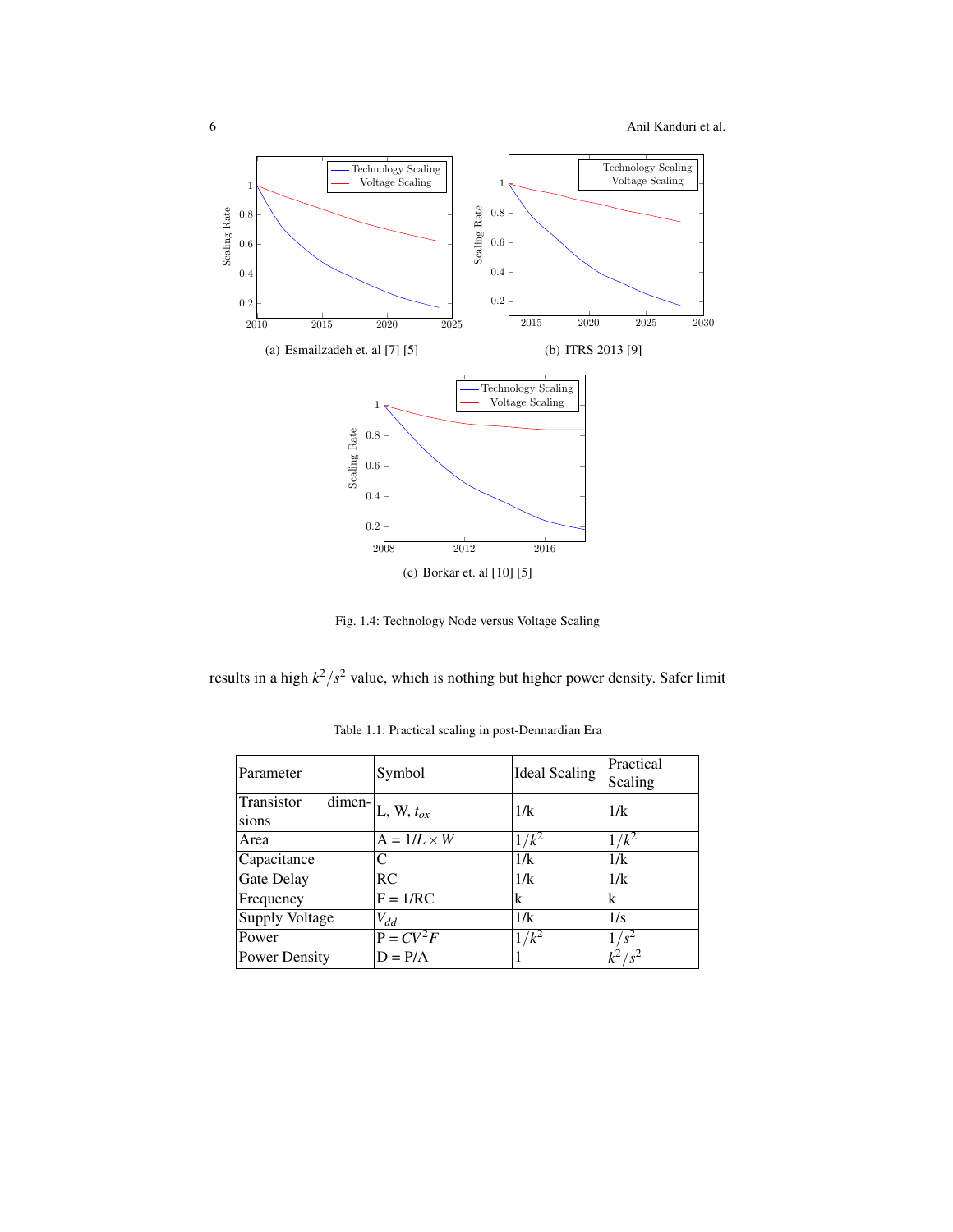(a) Esmailzadeh et. al [7] [5]

(b) ITRS 2013 [9]

(c) Borkar et. al [10] [5]

Fig. 1.4: Technology Node versus Voltage Scaling

results in a high $k^2/s^2$ value, which is nothing but higher power density. Safer limit

Table 1.1: Practical scaling in post-Dennardian Era

| Parameter | Symbol | Ideal Scaling | Practical Scaling |
|---|---|---|---|
| Transistor dimensions | L, W, $t_{ox}$ | 1/k | 1/k |
| Area | A = $1/L \times W$ | $1/k^2$ | $1/k^2$ |
| Capacitance | C | 1/k | 1/k |
| Gate Delay | RC | 1/k | 1/k |
| Frequency | F = 1/RC | k | k |
| Supply Voltage | $V_{dd}$ | 1/k | 1/s |
| Power | P = $CV^2F$ | $1/k^2$ | $1/s^2$ |
| Power Density | D = P/A | 1 | $k^2/s^2$ |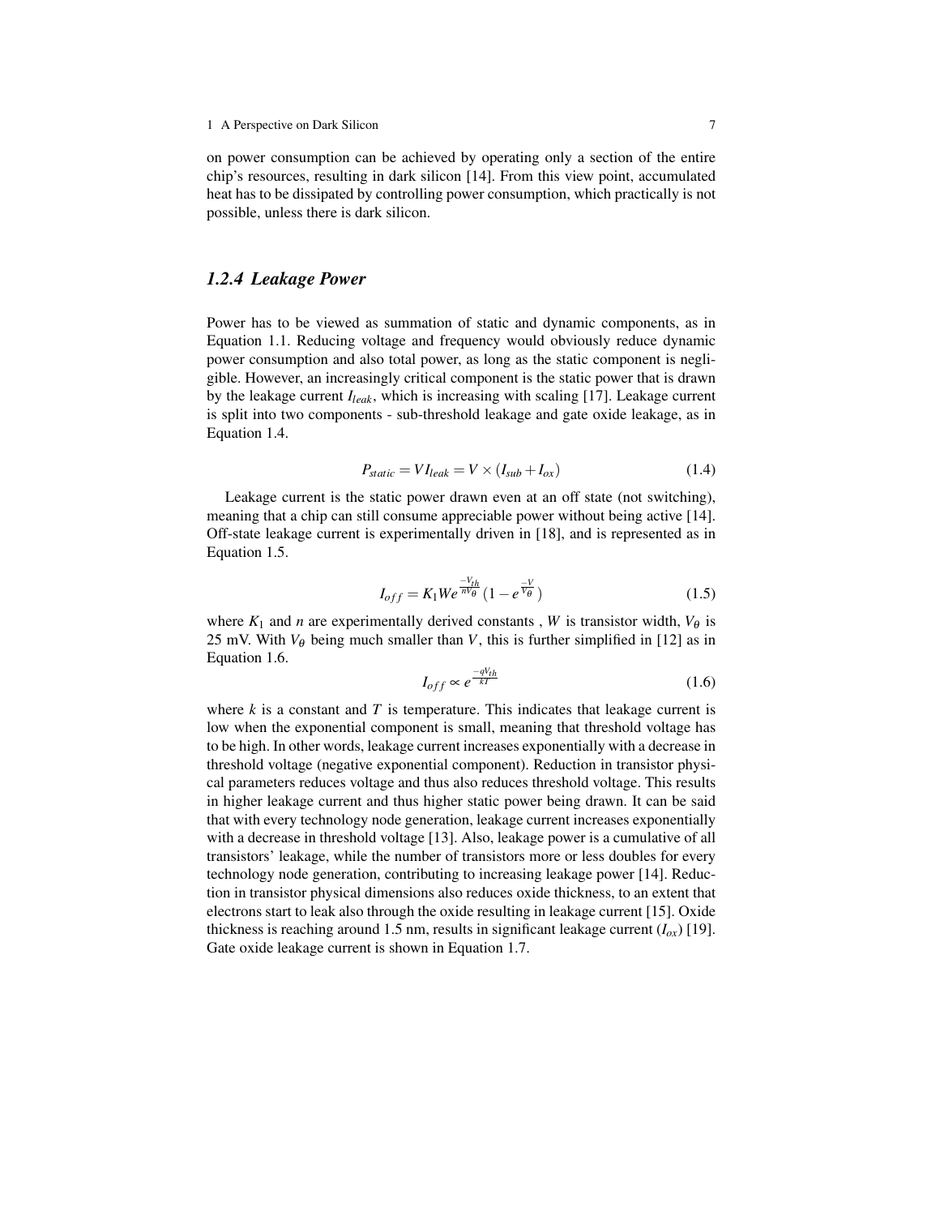on power consumption can be achieved by operating only a section of the entire chip's resources, resulting in dark silicon [14]. From this view point, accumulated heat has to be dissipated by controlling power consumption, which practically is not possible, unless there is dark silicon.

### *1.2.4 Leakage Power*

Power has to be viewed as summation of static and dynamic components, as in Equation 1.1. Reducing voltage and frequency would obviously reduce dynamic power consumption and also total power, as long as the static component is negligible. However, an increasingly critical component is the static power that is drawn by the leakage current $I_{leak}$, which is increasing with scaling [17]. Leakage current is split into two components - sub-threshold leakage and gate oxide leakage, as in Equation 1.4.

$$P_{static} = VI_{leak} = V \times (I_{sub} + I_{ox}) \tag{1.4}$$

Leakage current is the static power drawn even at an off state (not switching), meaning that a chip can still consume appreciable power without being active [14]. Off-state leakage current is experimentally driven in [18], and is represented as in Equation 1.5.

$$I_{off} = K_1 W e^{\frac{-V_{th}}{nV_\theta}} (1 - e^{\frac{-V}{V_\theta}}) \tag{1.5}$$

where $K_1$ and $n$ are experimentally derived constants , $W$ is transistor width, $V_\theta$ is 25 mV. With $V_\theta$ being much smaller than $V$, this is further simplified in [12] as in Equation 1.6.

$$I_{off} \propto e^{\frac{-qV_{th}}{kT}} \tag{1.6}$$

where $k$ is a constant and $T$ is temperature. This indicates that leakage current is low when the exponential component is small, meaning that threshold voltage has to be high. In other words, leakage current increases exponentially with a decrease in threshold voltage (negative exponential component). Reduction in transistor physical parameters reduces voltage and thus also reduces threshold voltage. This results in higher leakage current and thus higher static power being drawn. It can be said that with every technology node generation, leakage current increases exponentially with a decrease in threshold voltage [13]. Also, leakage power is a cumulative of all transistors' leakage, while the number of transistors more or less doubles for every technology node generation, contributing to increasing leakage power [14]. Reduction in transistor physical dimensions also reduces oxide thickness, to an extent that electrons start to leak also through the oxide resulting in leakage current [15]. Oxide thickness is reaching around 1.5 nm, results in significant leakage current ($I_{ox}$) [19]. Gate oxide leakage current is shown in Equation 1.7.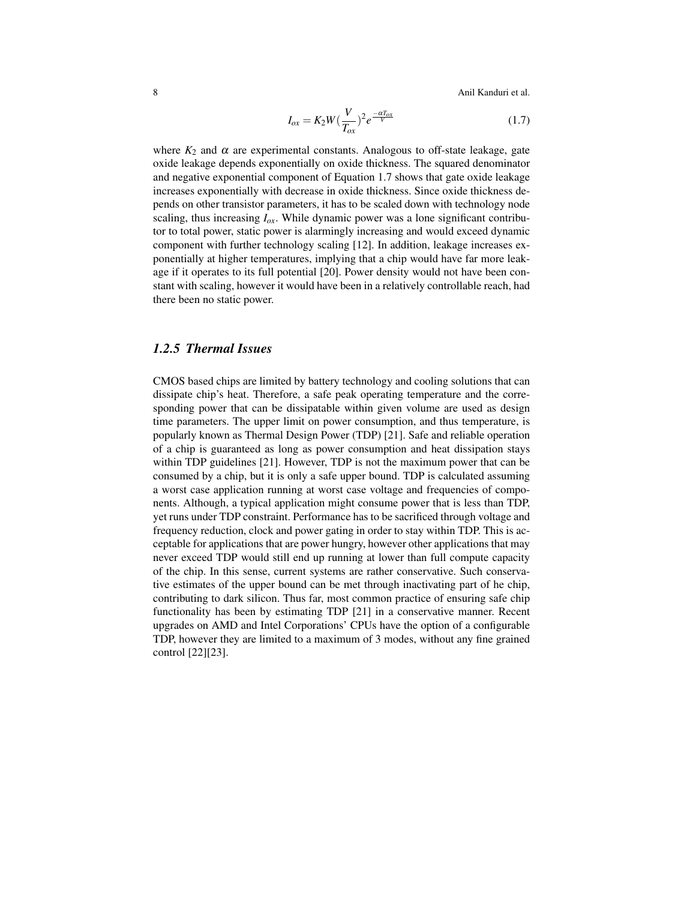$$I_{ox} = K_2 W (\frac{V}{T_{ox}})^2 e^{\frac{-\alpha T_{ox}}{V}} \tag{1.7}$$

where $K_2$ and $\alpha$ are experimental constants. Analogous to off-state leakage, gate oxide leakage depends exponentially on oxide thickness. The squared denominator and negative exponential component of Equation 1.7 shows that gate oxide leakage increases exponentially with decrease in oxide thickness. Since oxide thickness depends on other transistor parameters, it has to be scaled down with technology node scaling, thus increasing $I_{ox}$. While dynamic power was a lone significant contributor to total power, static power is alarmingly increasing and would exceed dynamic component with further technology scaling [12]. In addition, leakage increases exponentially at higher temperatures, implying that a chip would have far more leakage if it operates to its full potential [20]. Power density would not have been constant with scaling, however it would have been in a relatively controllable reach, had there been no static power.

### *1.2.5 Thermal Issues*

CMOS based chips are limited by battery technology and cooling solutions that can dissipate chip's heat. Therefore, a safe peak operating temperature and the corresponding power that can be dissipatable within given volume are used as design time parameters. The upper limit on power consumption, and thus temperature, is popularly known as Thermal Design Power (TDP) [21]. Safe and reliable operation of a chip is guaranteed as long as power consumption and heat dissipation stays within TDP guidelines [21]. However, TDP is not the maximum power that can be consumed by a chip, but it is only a safe upper bound. TDP is calculated assuming a worst case application running at worst case voltage and frequencies of components. Although, a typical application might consume power that is less than TDP, yet runs under TDP constraint. Performance has to be sacrificed through voltage and frequency reduction, clock and power gating in order to stay within TDP. This is acceptable for applications that are power hungry, however other applications that may never exceed TDP would still end up running at lower than full compute capacity of the chip. In this sense, current systems are rather conservative. Such conservative estimates of the upper bound can be met through inactivating part of he chip, contributing to dark silicon. Thus far, most common practice of ensuring safe chip functionality has been by estimating TDP [21] in a conservative manner. Recent upgrades on AMD and Intel Corporations' CPUs have the option of a configurable TDP, however they are limited to a maximum of 3 modes, without any fine grained control [22][23].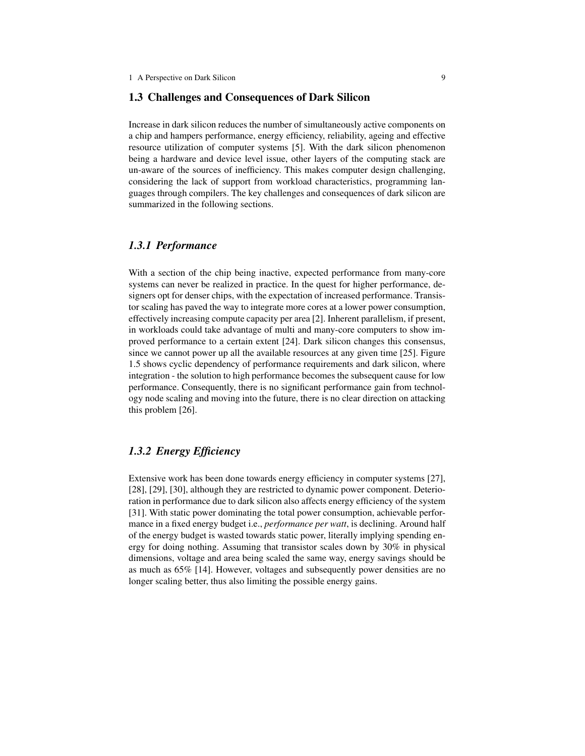## 1.3 Challenges and Consequences of Dark Silicon

Increase in dark silicon reduces the number of simultaneously active components on a chip and hampers performance, energy efficiency, reliability, ageing and effective resource utilization of computer systems [5]. With the dark silicon phenomenon being a hardware and device level issue, other layers of the computing stack are un-aware of the sources of inefficiency. This makes computer design challenging, considering the lack of support from workload characteristics, programming languages through compilers. The key challenges and consequences of dark silicon are summarized in the following sections.

### *1.3.1 Performance*

With a section of the chip being inactive, expected performance from many-core systems can never be realized in practice. In the quest for higher performance, designers opt for denser chips, with the expectation of increased performance. Transistor scaling has paved the way to integrate more cores at a lower power consumption, effectively increasing compute capacity per area [2]. Inherent parallelism, if present, in workloads could take advantage of multi and many-core computers to show improved performance to a certain extent [24]. Dark silicon changes this consensus, since we cannot power up all the available resources at any given time [25]. Figure 1.5 shows cyclic dependency of performance requirements and dark silicon, where integration - the solution to high performance becomes the subsequent cause for low performance. Consequently, there is no significant performance gain from technology node scaling and moving into the future, there is no clear direction on attacking this problem [26].

### *1.3.2 Energy Efficiency*

Extensive work has been done towards energy efficiency in computer systems [27], [28], [29], [30], although they are restricted to dynamic power component. Deterioration in performance due to dark silicon also affects energy efficiency of the system [31]. With static power dominating the total power consumption, achievable performance in a fixed energy budget i.e., *performance per watt*, is declining. Around half of the energy budget is wasted towards static power, literally implying spending energy for doing nothing. Assuming that transistor scales down by 30% in physical dimensions, voltage and area being scaled the same way, energy savings should be as much as 65% [14]. However, voltages and subsequently power densities are no longer scaling better, thus also limiting the possible energy gains.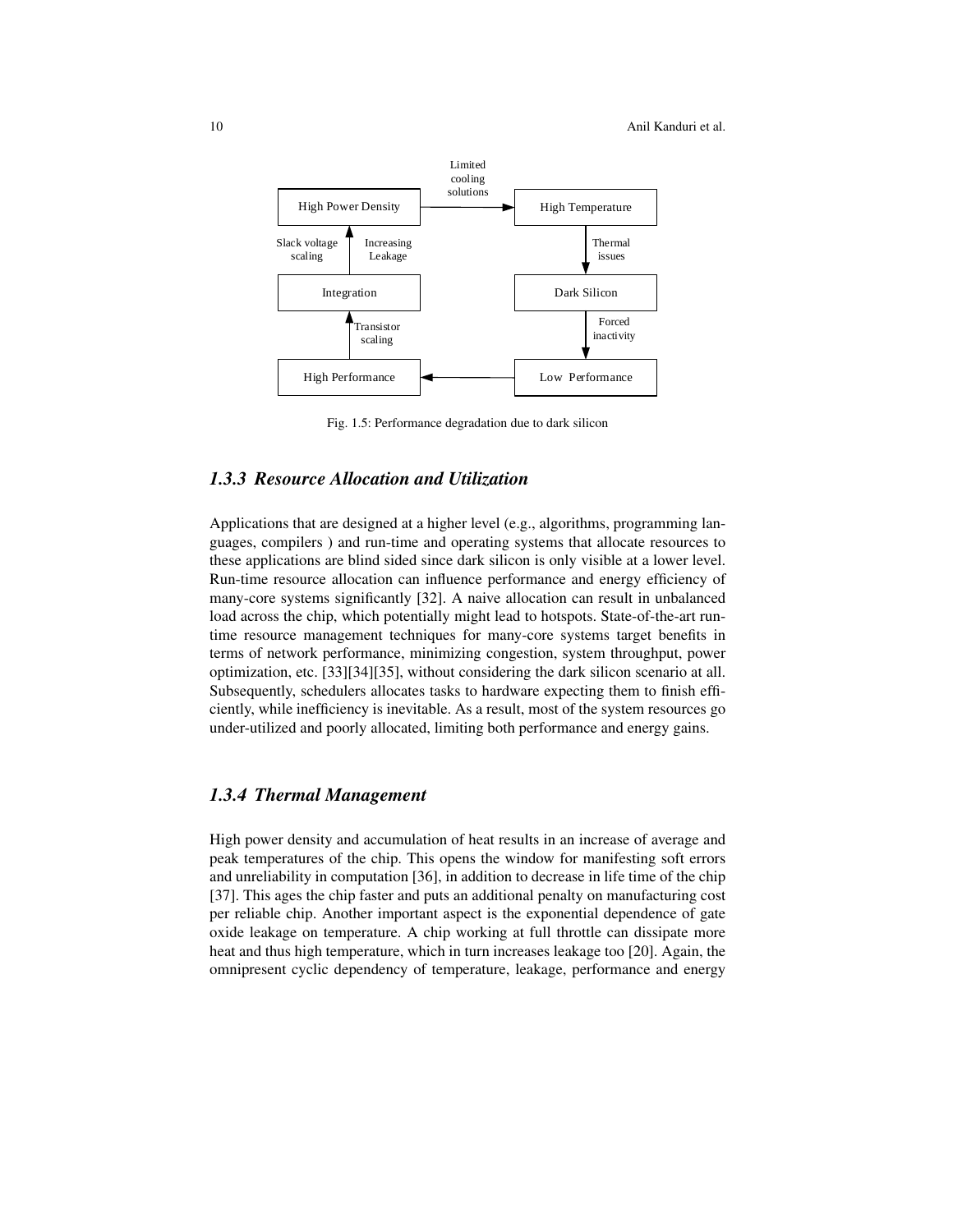Fig. 1.5: Performance degradation due to dark silicon

### 1.3.3 Resource Allocation and Utilization

Applications that are designed at a higher level (e.g., algorithms, programming languages, compilers ) and run-time and operating systems that allocate resources to these applications are blind sided since dark silicon is only visible at a lower level. Run-time resource allocation can influence performance and energy efficiency of many-core systems significantly [32]. A naive allocation can result in unbalanced load across the chip, which potentially might lead to hotspots. State-of-the-art run-time resource management techniques for many-core systems target benefits in terms of network performance, minimizing congestion, system throughput, power optimization, etc. [33][34][35], without considering the dark silicon scenario at all. Subsequently, schedulers allocates tasks to hardware expecting them to finish efficiently, while inefficiency is inevitable. As a result, most of the system resources go under-utilized and poorly allocated, limiting both performance and energy gains.

### 1.3.4 Thermal Management

High power density and accumulation of heat results in an increase of average and peak temperatures of the chip. This opens the window for manifesting soft errors and unreliability in computation [36], in addition to decrease in life time of the chip [37]. This ages the chip faster and puts an additional penalty on manufacturing cost per reliable chip. Another important aspect is the exponential dependence of gate oxide leakage on temperature. A chip working at full throttle can dissipate more heat and thus high temperature, which in turn increases leakage too [20]. Again, the omnipresent cyclic dependency of temperature, leakage, performance and energy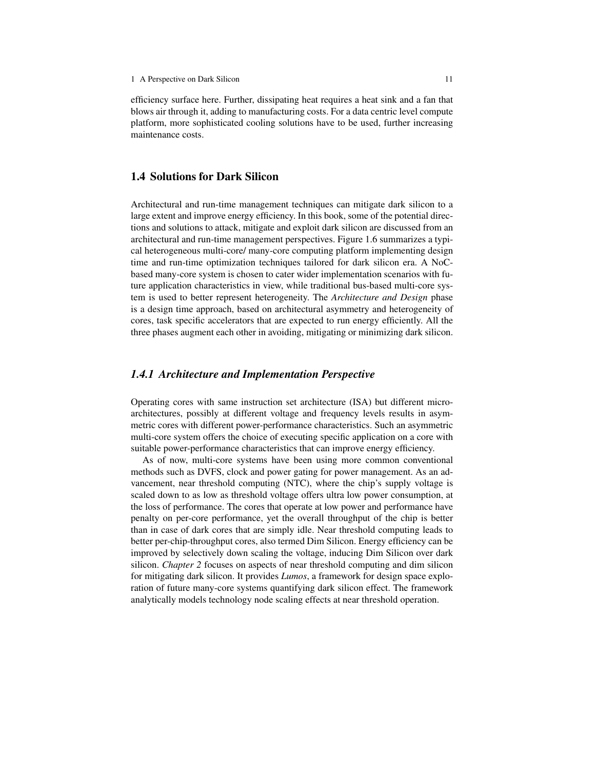efficiency surface here. Further, dissipating heat requires a heat sink and a fan that blows air through it, adding to manufacturing costs. For a data centric level compute platform, more sophisticated cooling solutions have to be used, further increasing maintenance costs.

## 1.4 Solutions for Dark Silicon

Architectural and run-time management techniques can mitigate dark silicon to a large extent and improve energy efficiency. In this book, some of the potential directions and solutions to attack, mitigate and exploit dark silicon are discussed from an architectural and run-time management perspectives. Figure 1.6 summarizes a typical heterogeneous multi-core/ many-core computing platform implementing design time and run-time optimization techniques tailored for dark silicon era. A NoC-based many-core system is chosen to cater wider implementation scenarios with future application characteristics in view, while traditional bus-based multi-core system is used to better represent heterogeneity. The *Architecture and Design* phase is a design time approach, based on architectural asymmetry and heterogeneity of cores, task specific accelerators that are expected to run energy efficiently. All the three phases augment each other in avoiding, mitigating or minimizing dark silicon.

### *1.4.1 Architecture and Implementation Perspective*

Operating cores with same instruction set architecture (ISA) but different micro-architectures, possibly at different voltage and frequency levels results in asymmetric cores with different power-performance characteristics. Such an asymmetric multi-core system offers the choice of executing specific application on a core with suitable power-performance characteristics that can improve energy efficiency.

As of now, multi-core systems have been using more common conventional methods such as DVFS, clock and power gating for power management. As an advancement, near threshold computing (NTC), where the chip's supply voltage is scaled down to as low as threshold voltage offers ultra low power consumption, at the loss of performance. The cores that operate at low power and performance have penalty on per-core performance, yet the overall throughput of the chip is better than in case of dark cores that are simply idle. Near threshold computing leads to better per-chip-throughput cores, also termed Dim Silicon. Energy efficiency can be improved by selectively down scaling the voltage, inducing Dim Silicon over dark silicon. *Chapter 2* focuses on aspects of near threshold computing and dim silicon for mitigating dark silicon. It provides *Lumos*, a framework for design space exploration of future many-core systems quantifying dark silicon effect. The framework analytically models technology node scaling effects at near threshold operation.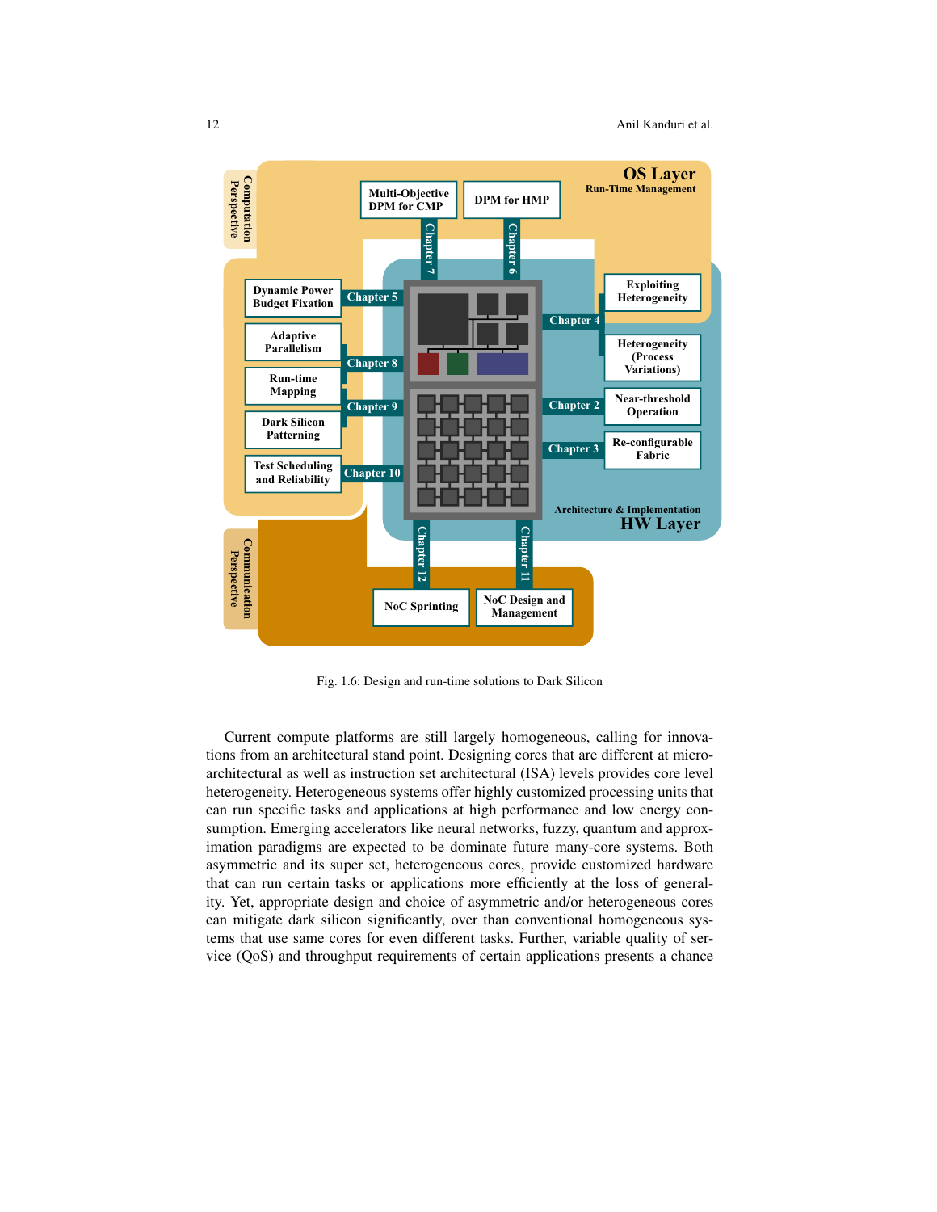Fig. 1.6: Design and run-time solutions to Dark Silicon

Current compute platforms are still largely homogeneous, calling for innovations from an architectural stand point. Designing cores that are different at micro-architectural as well as instruction set architectural (ISA) levels provides core level heterogeneity. Heterogeneous systems offer highly customized processing units that can run specific tasks and applications at high performance and low energy consumption. Emerging accelerators like neural networks, fuzzy, quantum and approximation paradigms are expected to be dominate future many-core systems. Both asymmetric and its super set, heterogeneous cores, provide customized hardware that can run certain tasks or applications more efficiently at the loss of generality. Yet, appropriate design and choice of asymmetric and/or heterogeneous cores can mitigate dark silicon significantly, over than conventional homogeneous systems that use same cores for even different tasks. Further, variable quality of service (QoS) and throughput requirements of certain applications presents a chance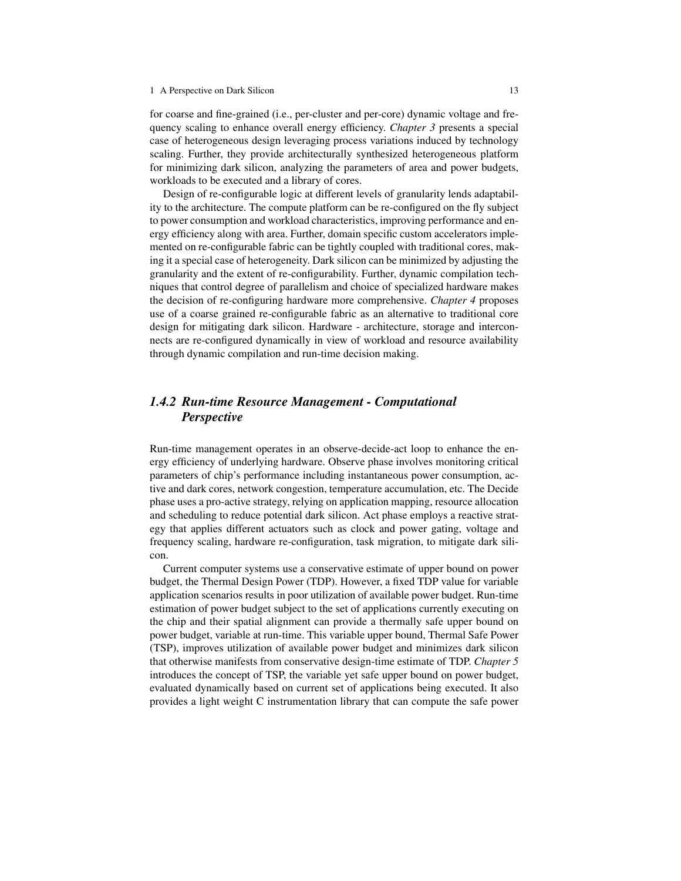for coarse and fine-grained (i.e., per-cluster and per-core) dynamic voltage and frequency scaling to enhance overall energy efficiency. *Chapter 3* presents a special case of heterogeneous design leveraging process variations induced by technology scaling. Further, they provide architecturally synthesized heterogeneous platform for minimizing dark silicon, analyzing the parameters of area and power budgets, workloads to be executed and a library of cores.

Design of re-configurable logic at different levels of granularity lends adaptability to the architecture. The compute platform can be re-configured on the fly subject to power consumption and workload characteristics, improving performance and energy efficiency along with area. Further, domain specific custom accelerators implemented on re-configurable fabric can be tightly coupled with traditional cores, making it a special case of heterogeneity. Dark silicon can be minimized by adjusting the granularity and the extent of re-configurability. Further, dynamic compilation techniques that control degree of parallelism and choice of specialized hardware makes the decision of re-configuring hardware more comprehensive. *Chapter 4* proposes use of a coarse grained re-configurable fabric as an alternative to traditional core design for mitigating dark silicon. Hardware - architecture, storage and interconnects are re-configured dynamically in view of workload and resource availability through dynamic compilation and run-time decision making.

### 1.4.2 Run-time Resource Management - Computational Perspective

Run-time management operates in an observe-decide-act loop to enhance the energy efficiency of underlying hardware. Observe phase involves monitoring critical parameters of chip's performance including instantaneous power consumption, active and dark cores, network congestion, temperature accumulation, etc. The Decide phase uses a pro-active strategy, relying on application mapping, resource allocation and scheduling to reduce potential dark silicon. Act phase employs a reactive strategy that applies different actuators such as clock and power gating, voltage and frequency scaling, hardware re-configuration, task migration, to mitigate dark silicon.

Current computer systems use a conservative estimate of upper bound on power budget, the Thermal Design Power (TDP). However, a fixed TDP value for variable application scenarios results in poor utilization of available power budget. Run-time estimation of power budget subject to the set of applications currently executing on the chip and their spatial alignment can provide a thermally safe upper bound on power budget, variable at run-time. This variable upper bound, Thermal Safe Power (TSP), improves utilization of available power budget and minimizes dark silicon that otherwise manifests from conservative design-time estimate of TDP. *Chapter 5* introduces the concept of TSP, the variable yet safe upper bound on power budget, evaluated dynamically based on current set of applications being executed. It also provides a light weight C instrumentation library that can compute the safe power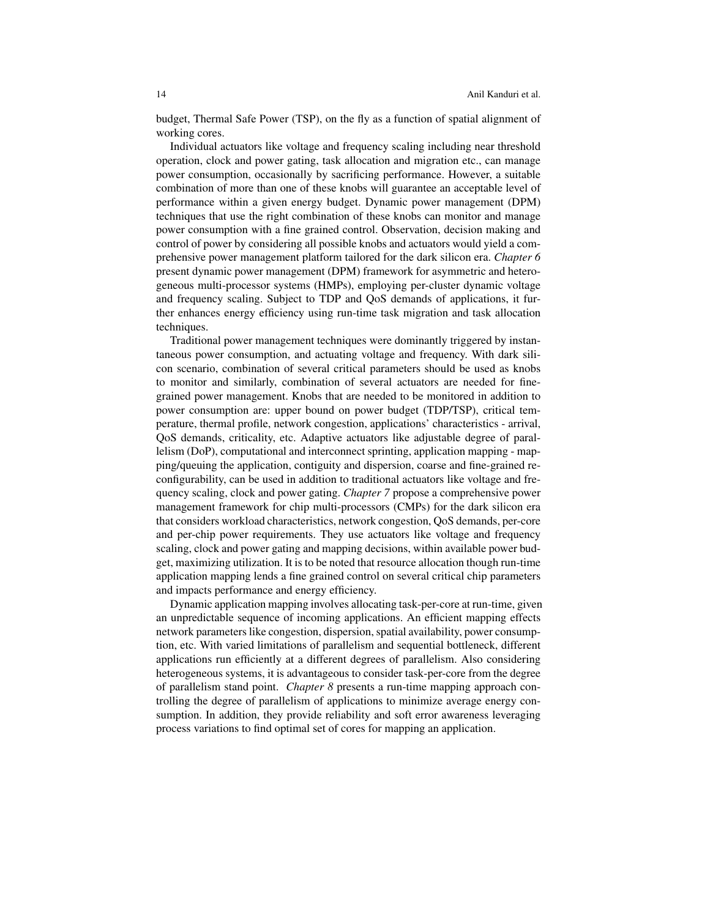budget, Thermal Safe Power (TSP), on the fly as a function of spatial alignment of working cores.

Individual actuators like voltage and frequency scaling including near threshold operation, clock and power gating, task allocation and migration etc., can manage power consumption, occasionally by sacrificing performance. However, a suitable combination of more than one of these knobs will guarantee an acceptable level of performance within a given energy budget. Dynamic power management (DPM) techniques that use the right combination of these knobs can monitor and manage power consumption with a fine grained control. Observation, decision making and control of power by considering all possible knobs and actuators would yield a comprehensive power management platform tailored for the dark silicon era. *Chapter 6* present dynamic power management (DPM) framework for asymmetric and heterogeneous multi-processor systems (HMPs), employing per-cluster dynamic voltage and frequency scaling. Subject to TDP and QoS demands of applications, it further enhances energy efficiency using run-time task migration and task allocation techniques.

Traditional power management techniques were dominantly triggered by instantaneous power consumption, and actuating voltage and frequency. With dark silicon scenario, combination of several critical parameters should be used as knobs to monitor and similarly, combination of several actuators are needed for fine-grained power management. Knobs that are needed to be monitored in addition to power consumption are: upper bound on power budget (TDP/TSP), critical temperature, thermal profile, network congestion, applications' characteristics - arrival, QoS demands, criticality, etc. Adaptive actuators like adjustable degree of parallelism (DoP), computational and interconnect sprinting, application mapping - mapping/queuing the application, contiguity and dispersion, coarse and fine-grained reconfigurability, can be used in addition to traditional actuators like voltage and frequency scaling, clock and power gating. *Chapter 7* propose a comprehensive power management framework for chip multi-processors (CMPs) for the dark silicon era that considers workload characteristics, network congestion, QoS demands, per-core and per-chip power requirements. They use actuators like voltage and frequency scaling, clock and power gating and mapping decisions, within available power budget, maximizing utilization. It is to be noted that resource allocation though run-time application mapping lends a fine grained control on several critical chip parameters and impacts performance and energy efficiency.

Dynamic application mapping involves allocating task-per-core at run-time, given an unpredictable sequence of incoming applications. An efficient mapping effects network parameters like congestion, dispersion, spatial availability, power consumption, etc. With varied limitations of parallelism and sequential bottleneck, different applications run efficiently at a different degrees of parallelism. Also considering heterogeneous systems, it is advantageous to consider task-per-core from the degree of parallelism stand point. *Chapter 8* presents a run-time mapping approach controlling the degree of parallelism of applications to minimize average energy consumption. In addition, they provide reliability and soft error awareness leveraging process variations to find optimal set of cores for mapping an application.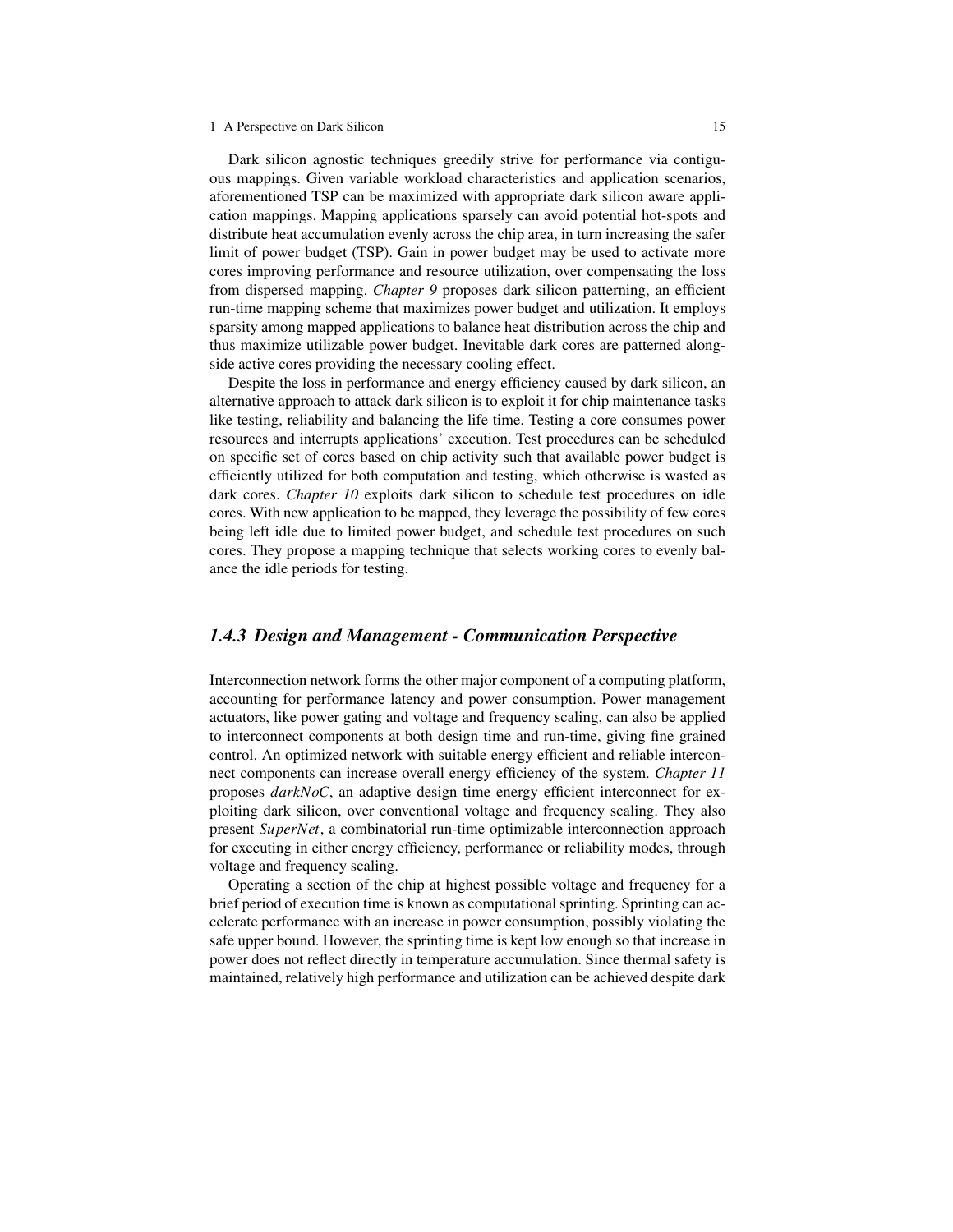Dark silicon agnostic techniques greedily strive for performance via contiguous mappings. Given variable workload characteristics and application scenarios, aforementioned TSP can be maximized with appropriate dark silicon aware application mappings. Mapping applications sparsely can avoid potential hot-spots and distribute heat accumulation evenly across the chip area, in turn increasing the safer limit of power budget (TSP). Gain in power budget may be used to activate more cores improving performance and resource utilization, over compensating the loss from dispersed mapping. *Chapter 9* proposes dark silicon patterning, an efficient run-time mapping scheme that maximizes power budget and utilization. It employs sparsity among mapped applications to balance heat distribution across the chip and thus maximize utilizable power budget. Inevitable dark cores are patterned alongside active cores providing the necessary cooling effect.

Despite the loss in performance and energy efficiency caused by dark silicon, an alternative approach to attack dark silicon is to exploit it for chip maintenance tasks like testing, reliability and balancing the life time. Testing a core consumes power resources and interrupts applications' execution. Test procedures can be scheduled on specific set of cores based on chip activity such that available power budget is efficiently utilized for both computation and testing, which otherwise is wasted as dark cores. *Chapter 10* exploits dark silicon to schedule test procedures on idle cores. With new application to be mapped, they leverage the possibility of few cores being left idle due to limited power budget, and schedule test procedures on such cores. They propose a mapping technique that selects working cores to evenly balance the idle periods for testing.

### *1.4.3 Design and Management - Communication Perspective*

Interconnection network forms the other major component of a computing platform, accounting for performance latency and power consumption. Power management actuators, like power gating and voltage and frequency scaling, can also be applied to interconnect components at both design time and run-time, giving fine grained control. An optimized network with suitable energy efficient and reliable interconnect components can increase overall energy efficiency of the system. *Chapter 11* proposes *darkNoC*, an adaptive design time energy efficient interconnect for exploiting dark silicon, over conventional voltage and frequency scaling. They also present *SuperNet*, a combinatorial run-time optimizable interconnection approach for executing in either energy efficiency, performance or reliability modes, through voltage and frequency scaling.

Operating a section of the chip at highest possible voltage and frequency for a brief period of execution time is known as computational sprinting. Sprinting can accelerate performance with an increase in power consumption, possibly violating the safe upper bound. However, the sprinting time is kept low enough so that increase in power does not reflect directly in temperature accumulation. Since thermal safety is maintained, relatively high performance and utilization can be achieved despite dark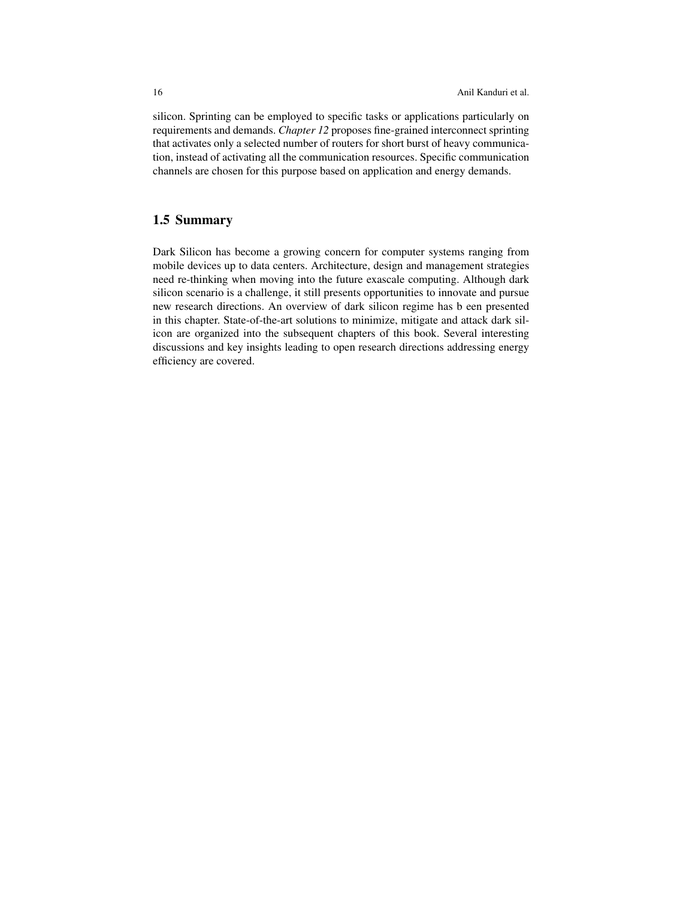silicon. Sprinting can be employed to specific tasks or applications particularly on requirements and demands. *Chapter 12* proposes fine-grained interconnect sprinting that activates only a selected number of routers for short burst of heavy communication, instead of activating all the communication resources. Specific communication channels are chosen for this purpose based on application and energy demands.

## 1.5 Summary

Dark Silicon has become a growing concern for computer systems ranging from mobile devices up to data centers. Architecture, design and management strategies need re-thinking when moving into the future exascale computing. Although dark silicon scenario is a challenge, it still presents opportunities to innovate and pursue new research directions. An overview of dark silicon regime has b een presented in this chapter. State-of-the-art solutions to minimize, mitigate and attack dark silicon are organized into the subsequent chapters of this book. Several interesting discussions and key insights leading to open research directions addressing energy efficiency are covered.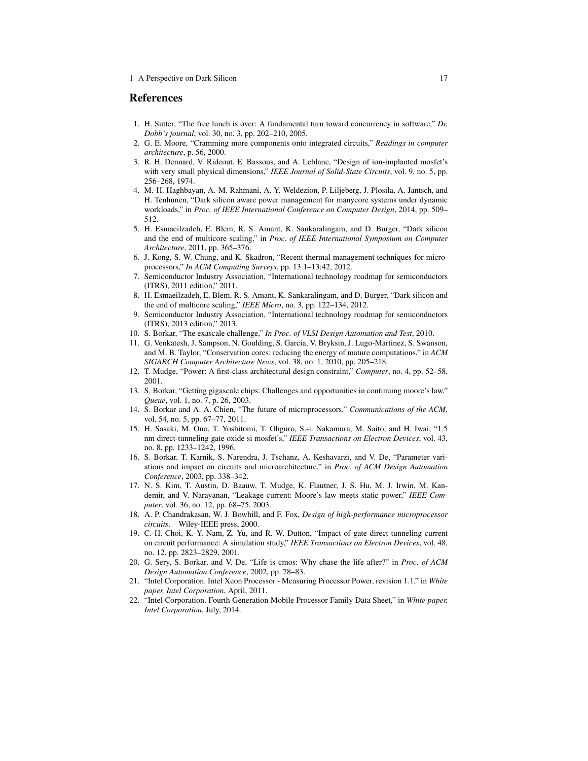## References

1. H. Sutter, "The free lunch is over: A fundamental turn toward concurrency in software," *Dr. Dobb's journal*, vol. 30, no. 3, pp. 202–210, 2005.
2. G. E. Moore, "Cramming more components onto integrated circuits," *Readings in computer architecture*, p. 56, 2000.
3. R. H. Dennard, V. Rideout, E. Bassous, and A. Leblanc, "Design of ion-implanted mosfet's with very small physical dimensions," *IEEE Journal of Solid-State Circuits*, vol. 9, no. 5, pp. 256–268, 1974.
4. M.-H. Haghbayan, A.-M. Rahmani, A. Y. Weldezion, P. Liljeberg, J. Plosila, A. Jantsch, and H. Tenhunen, "Dark silicon aware power management for manycore systems under dynamic workloads," in *Proc. of IEEE International Conference on Computer Design*, 2014, pp. 509–512.
5. H. Esmaeilzadeh, E. Blem, R. S. Amant, K. Sankaralingam, and D. Burger, "Dark silicon and the end of multicore scaling," in *Proc. of IEEE International Symposium on Computer Architecture*, 2011, pp. 365–376.
6. J. Kong, S. W. Chung, and K. Skadron, "Recent thermal management techniques for microprocessors," *In ACM Computing Surveys*, pp. 13:1–13:42, 2012.
7. Semiconductor Industry Association, "International technology roadmap for semiconductors (ITRS), 2011 edition," 2011.
8. H. Esmaeilzadeh, E. Blem, R. S. Amant, K. Sankaralingam, and D. Burger, "Dark silicon and the end of multicore scaling," *IEEE Micro*, no. 3, pp. 122–134, 2012.
9. Semiconductor Industry Association, "International technology roadmap for semiconductors (ITRS), 2013 edition," 2013.
10. S. Borkar, "The exascale challenge," *In Proc. of VLSI Design Automation and Test*, 2010.
11. G. Venkatesh, J. Sampson, N. Goulding, S. Garcia, V. Bryksin, J. Lugo-Martinez, S. Swanson, and M. B. Taylor, "Conservation cores: reducing the energy of mature computations," in *ACM SIGARCH Computer Architecture News*, vol. 38, no. 1, 2010, pp. 205–218.
12. T. Mudge, "Power: A first-class architectural design constraint," *Computer*, no. 4, pp. 52–58, 2001.
13. S. Borkar, "Getting gigascale chips: Challenges and opportunities in continuing moore's law," *Queue*, vol. 1, no. 7, p. 26, 2003.
14. S. Borkar and A. A. Chien, "The future of microprocessors," *Communications of the ACM*, vol. 54, no. 5, pp. 67–77, 2011.
15. H. Sasaki, M. Ono, T. Yoshitomi, T. Ohguro, S.-i. Nakamura, M. Saito, and H. Iwai, "1.5 nm direct-tunneling gate oxide si mosfet's," *IEEE Transactions on Electron Devices*, vol. 43, no. 8, pp. 1233–1242, 1996.
16. S. Borkar, T. Karnik, S. Narendra, J. Tschanz, A. Keshavarzi, and V. De, "Parameter variations and impact on circuits and microarchitecture," in *Proc. of ACM Design Automation Conference*, 2003, pp. 338–342.
17. N. S. Kim, T. Austin, D. Baauw, T. Mudge, K. Flautner, J. S. Hu, M. J. Irwin, M. Kandemir, and V. Narayanan, "Leakage current: Moore's law meets static power," *IEEE Computer*, vol. 36, no. 12, pp. 68–75, 2003.
18. A. P. Chandrakasan, W. J. Bowhill, and F. Fox, *Design of high-performance microprocessor circuits*. Wiley-IEEE press, 2000.
19. C.-H. Choi, K.-Y. Nam, Z. Yu, and R. W. Dutton, "Impact of gate direct tunneling current on circuit performance: A simulation study," *IEEE Transactions on Electron Devices*, vol. 48, no. 12, pp. 2823–2829, 2001.
20. G. Sery, S. Borkar, and V. De, "Life is cmos: Why chase the life after?" in *Proc. of ACM Design Automation Conference*, 2002, pp. 78–83.
21. "Intel Corporation. Intel Xeon Processor - Measuring Processor Power, revision 1.1," in *White paper, Intel Corporation*, April, 2011.
22. "Intel Corporation. Fourth Generation Mobile Processor Family Data Sheet," in *White paper, Intel Corporation*, July, 2014.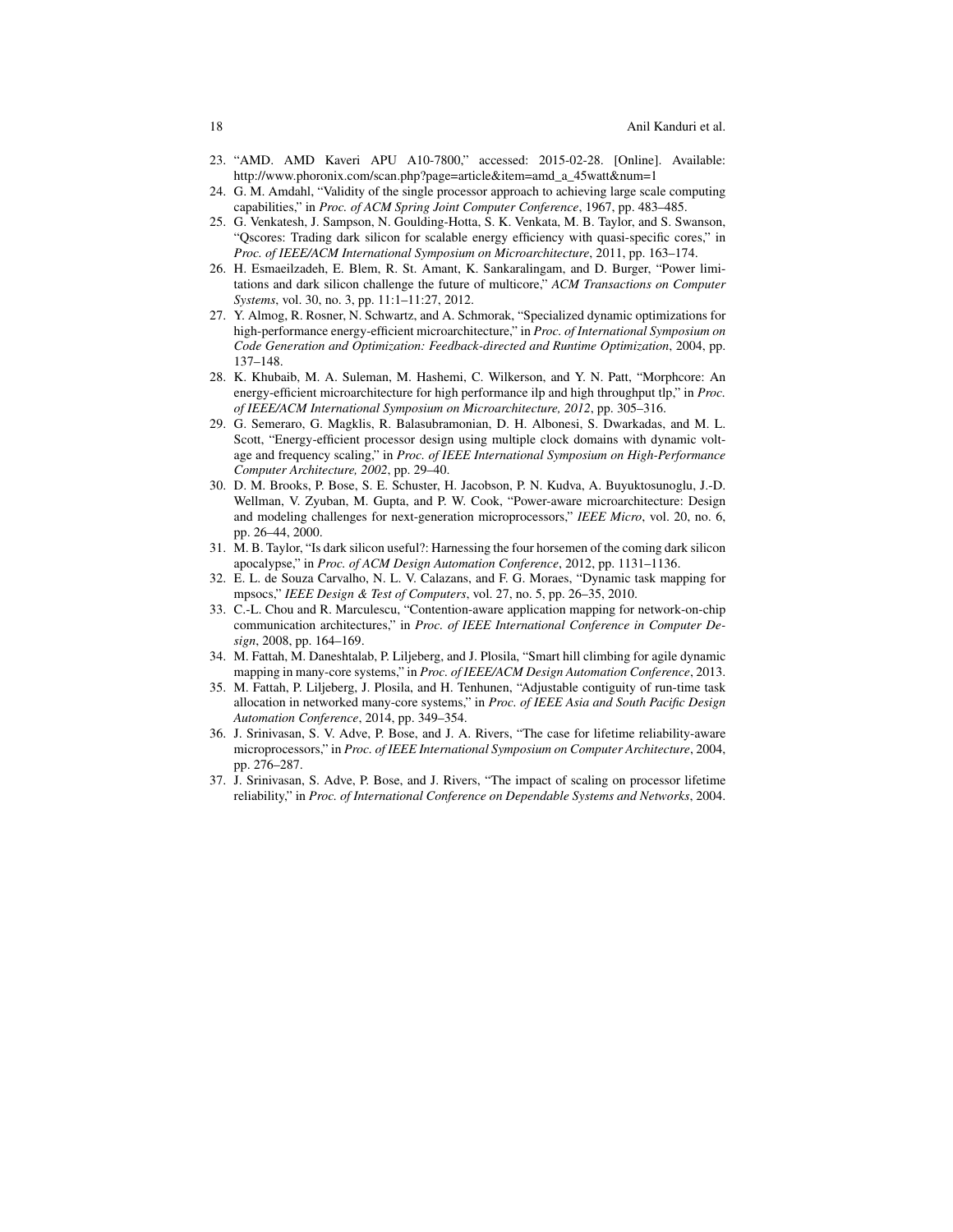23. "AMD. AMD Kaveri APU A10-7800," accessed: 2015-02-28. [Online]. Available: http://www.phoronix.com/scan.php?page=article&item=amd_a_45watt&num=1
24. G. M. Amdahl, "Validity of the single processor approach to achieving large scale computing capabilities," in *Proc. of ACM Spring Joint Computer Conference*, 1967, pp. 483–485.
25. G. Venkatesh, J. Sampson, N. Goulding-Hotta, S. K. Venkata, M. B. Taylor, and S. Swanson, "Qscores: Trading dark silicon for scalable energy efficiency with quasi-specific cores," in *Proc. of IEEE/ACM International Symposium on Microarchitecture*, 2011, pp. 163–174.
26. H. Esmaeilzadeh, E. Blem, R. St. Amant, K. Sankaralingam, and D. Burger, "Power limitations and dark silicon challenge the future of multicore," *ACM Transactions on Computer Systems*, vol. 30, no. 3, pp. 11:1–11:27, 2012.
27. Y. Almog, R. Rosner, N. Schwartz, and A. Schmorak, "Specialized dynamic optimizations for high-performance energy-efficient microarchitecture," in *Proc. of International Symposium on Code Generation and Optimization: Feedback-directed and Runtime Optimization*, 2004, pp. 137–148.
28. K. Khubaib, M. A. Suleman, M. Hashemi, C. Wilkerson, and Y. N. Patt, "Morphcore: An energy-efficient microarchitecture for high performance ilp and high throughput tlp," in *Proc. of IEEE/ACM International Symposium on Microarchitecture, 2012*, pp. 305–316.
29. G. Semeraro, G. Magklis, R. Balasubramonian, D. H. Albonesi, S. Dwarkadas, and M. L. Scott, "Energy-efficient processor design using multiple clock domains with dynamic voltage and frequency scaling," in *Proc. of IEEE International Symposium on High-Performance Computer Architecture, 2002*, pp. 29–40.
30. D. M. Brooks, P. Bose, S. E. Schuster, H. Jacobson, P. N. Kudva, A. Buyuktosunoglu, J.-D. Wellman, V. Zyuban, M. Gupta, and P. W. Cook, "Power-aware microarchitecture: Design and modeling challenges for next-generation microprocessors," *IEEE Micro*, vol. 20, no. 6, pp. 26–44, 2000.
31. M. B. Taylor, "Is dark silicon useful?: Harnessing the four horsemen of the coming dark silicon apocalypse," in *Proc. of ACM Design Automation Conference*, 2012, pp. 1131–1136.
32. E. L. de Souza Carvalho, N. L. V. Calazans, and F. G. Moraes, "Dynamic task mapping for mpsocs," *IEEE Design & Test of Computers*, vol. 27, no. 5, pp. 26–35, 2010.
33. C.-L. Chou and R. Marculescu, "Contention-aware application mapping for network-on-chip communication architectures," in *Proc. of IEEE International Conference in Computer Design*, 2008, pp. 164–169.
34. M. Fattah, M. Daneshtalab, P. Liljeberg, and J. Plosila, "Smart hill climbing for agile dynamic mapping in many-core systems," in *Proc. of IEEE/ACM Design Automation Conference*, 2013.
35. M. Fattah, P. Liljeberg, J. Plosila, and H. Tenhunen, "Adjustable contiguity of run-time task allocation in networked many-core systems," in *Proc. of IEEE Asia and South Pacific Design Automation Conference*, 2014, pp. 349–354.
36. J. Srinivasan, S. V. Adve, P. Bose, and J. A. Rivers, "The case for lifetime reliability-aware microprocessors," in *Proc. of IEEE International Symposium on Computer Architecture*, 2004, pp. 276–287.
37. J. Srinivasan, S. Adve, P. Bose, and J. Rivers, "The impact of scaling on processor lifetime reliability," in *Proc. of International Conference on Dependable Systems and Networks*, 2004.